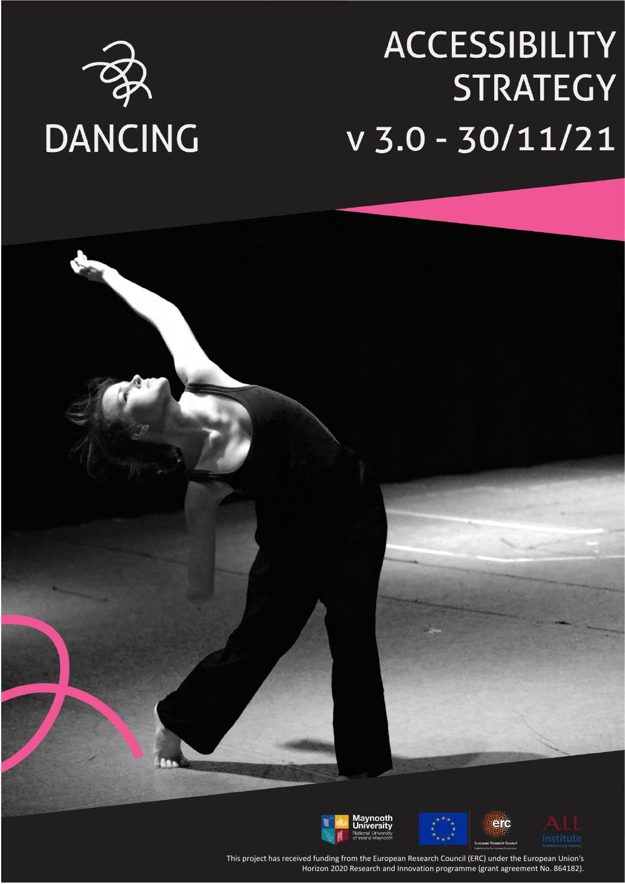DANCING

# ACCESSIBILITY STRATEGY

## v 3.0 - 30/11/21

Maynooth University National University of Ireland Maynooth

European Research Council

ALL Institute

This project has received funding from the European Research Council (ERC) under the European Union's Horizon 2020 Research and Innovation programme (grant agreement No. 864182).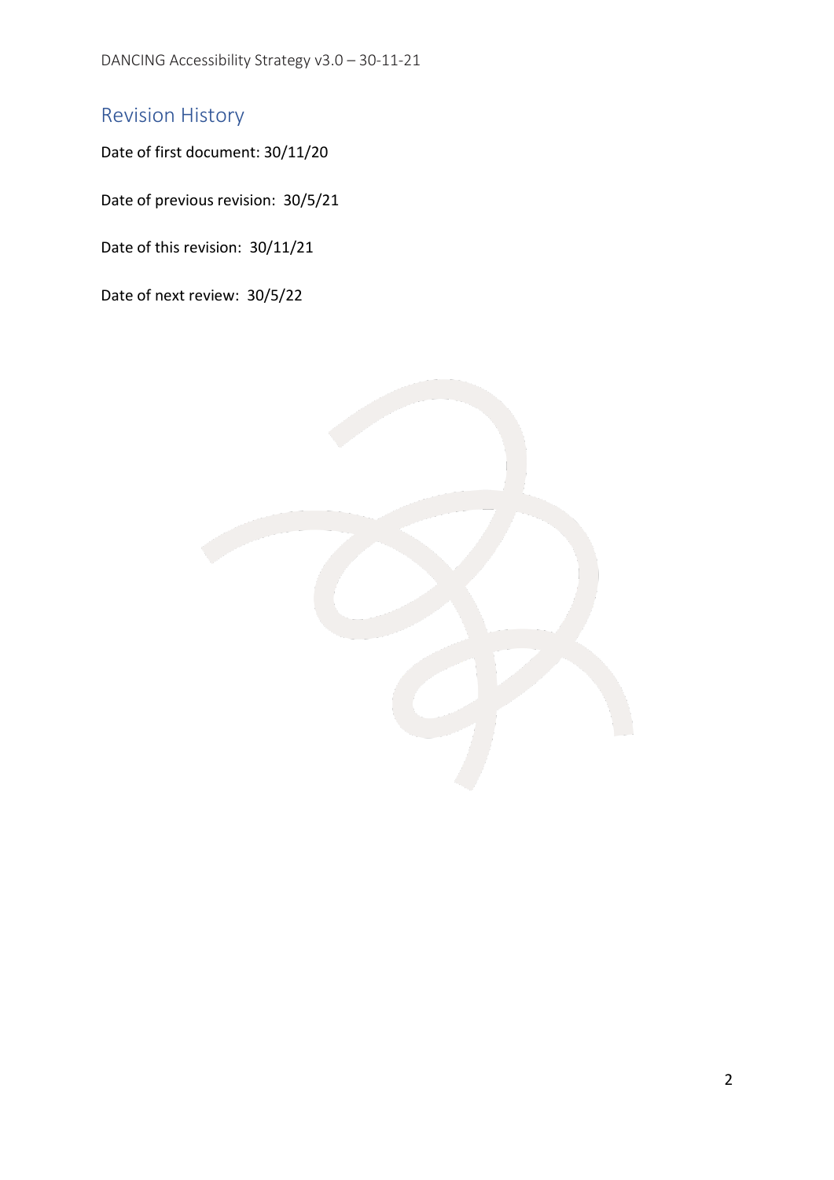## Revision History

Date of first document: 30/11/20

Date of previous revision: 30/5/21

Date of this revision: 30/11/21

Date of next review: 30/5/22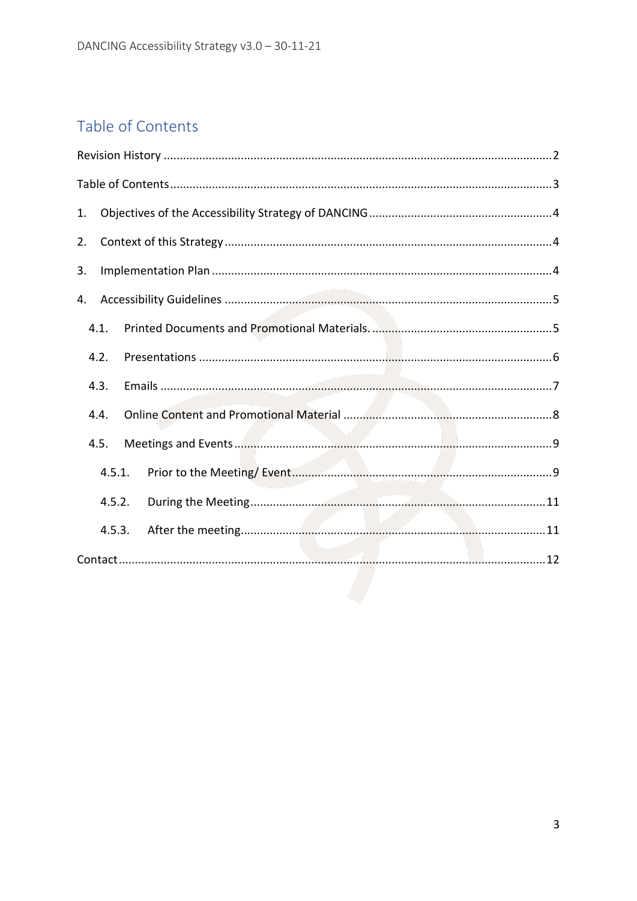# Table of Contents

Revision History ........................................................................................................................2

Table of Contents ........................................................................................................................3

1. Objectives of the Accessibility Strategy of DANCING ........................................................4

2. Context of this Strategy ........................................................................................................4

3. Implementation Plan ............................................................................................................4

4. Accessibility Guidelines ........................................................................................................5

   4.1. Printed Documents and Promotional Materials. ..........................................................5

   4.2. Presentations ..................................................................................................................6

   4.3. Emails .............................................................................................................................7

   4.4. Online Content and Promotional Material ....................................................................8

   4.5. Meetings and Events .......................................................................................................9

      4.5.1. Prior to the Meeting/ Event .......................................................................................9

      4.5.2. During the Meeting ...................................................................................................11

      4.5.3. After the meeting ......................................................................................................11

Contact ......................................................................................................................................12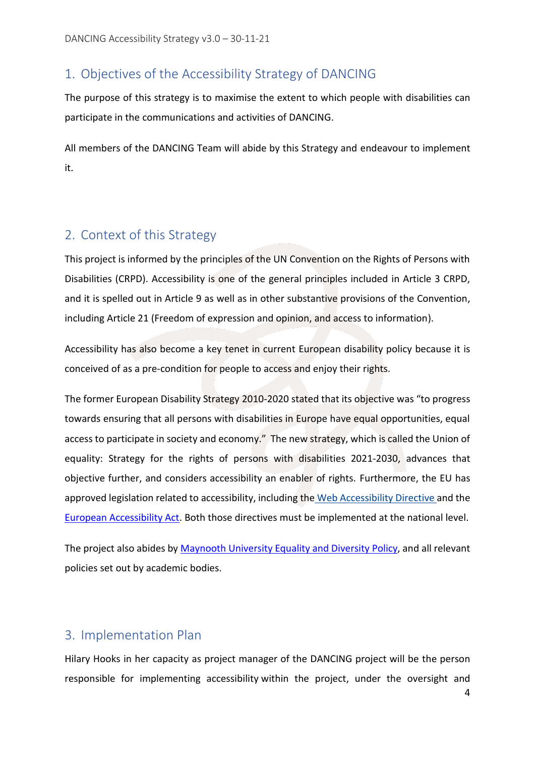## 1. Objectives of the Accessibility Strategy of DANCING

The purpose of this strategy is to maximise the extent to which people with disabilities can participate in the communications and activities of DANCING.

All members of the DANCING Team will abide by this Strategy and endeavour to implement it.

## 2. Context of this Strategy

This project is informed by the principles of the UN Convention on the Rights of Persons with Disabilities (CRPD). Accessibility is one of the general principles included in Article 3 CRPD, and it is spelled out in Article 9 as well as in other substantive provisions of the Convention, including Article 21 (Freedom of expression and opinion, and access to information).

Accessibility has also become a key tenet in current European disability policy because it is conceived of as a pre-condition for people to access and enjoy their rights.

The former European Disability Strategy 2010-2020 stated that its objective was "to progress towards ensuring that all persons with disabilities in Europe have equal opportunities, equal access to participate in society and economy." The new strategy, which is called the Union of equality: Strategy for the rights of persons with disabilities 2021-2030, advances that objective further, and considers accessibility an enabler of rights. Furthermore, the EU has approved legislation related to accessibility, including the Web Accessibility Directive and the European Accessibility Act. Both those directives must be implemented at the national level.

The project also abides by Maynooth University Equality and Diversity Policy, and all relevant policies set out by academic bodies.

## 3. Implementation Plan

Hilary Hooks in her capacity as project manager of the DANCING project will be the person responsible for implementing accessibility within the project, under the oversight and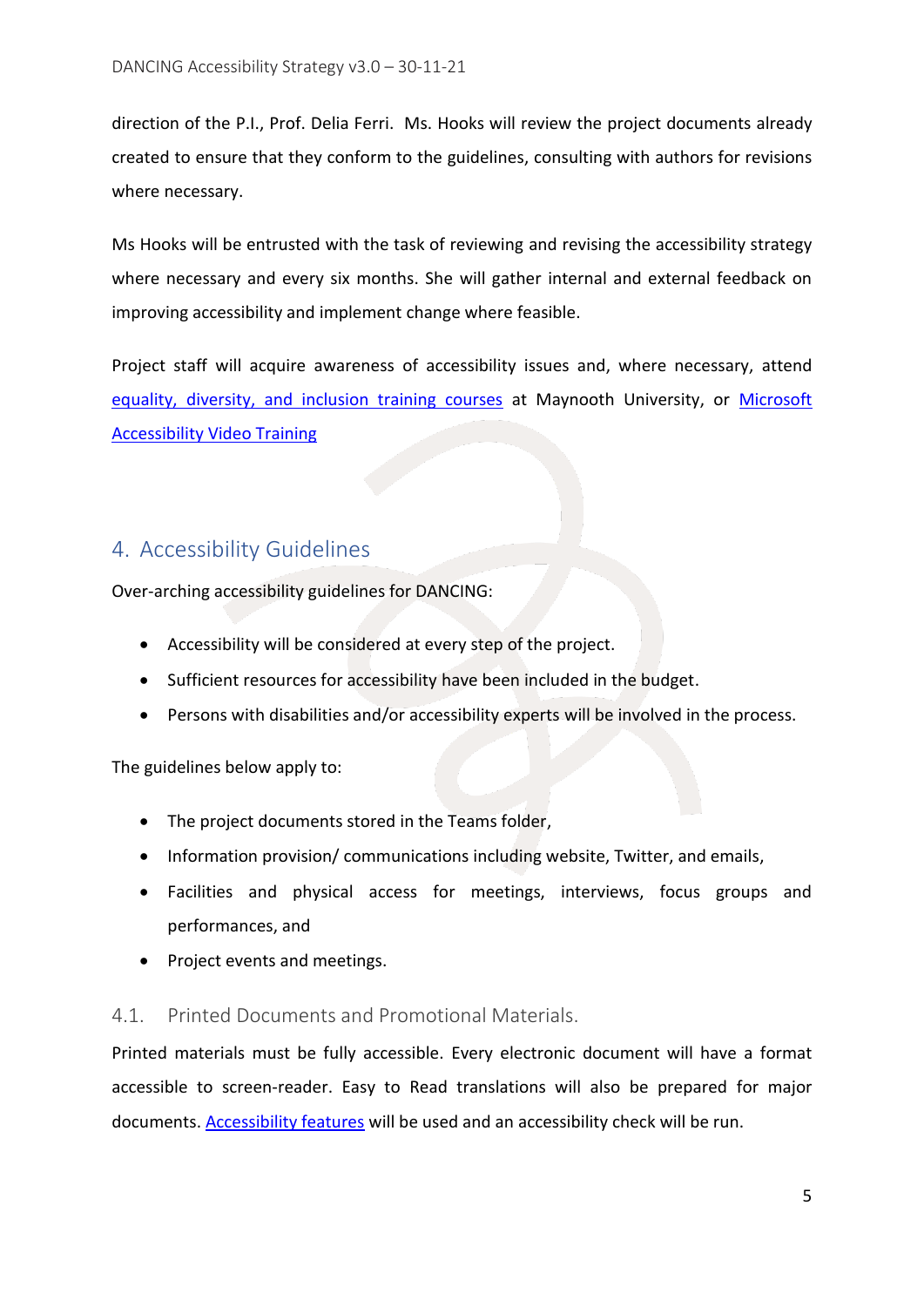direction of the P.I., Prof. Delia Ferri. Ms. Hooks will review the project documents already created to ensure that they conform to the guidelines, consulting with authors for revisions where necessary.

Ms Hooks will be entrusted with the task of reviewing and revising the accessibility strategy where necessary and every six months. She will gather internal and external feedback on improving accessibility and implement change where feasible.

Project staff will acquire awareness of accessibility issues and, where necessary, attend equality, diversity, and inclusion training courses at Maynooth University, or Microsoft Accessibility Video Training

## 4. Accessibility Guidelines

Over-arching accessibility guidelines for DANCING:

- Accessibility will be considered at every step of the project.
- Sufficient resources for accessibility have been included in the budget.
- Persons with disabilities and/or accessibility experts will be involved in the process.

The guidelines below apply to:

- The project documents stored in the Teams folder,
- Information provision/ communications including website, Twitter, and emails,
- Facilities and physical access for meetings, interviews, focus groups and performances, and
- Project events and meetings.

### 4.1. Printed Documents and Promotional Materials.

Printed materials must be fully accessible. Every electronic document will have a format accessible to screen-reader. Easy to Read translations will also be prepared for major documents. Accessibility features will be used and an accessibility check will be run.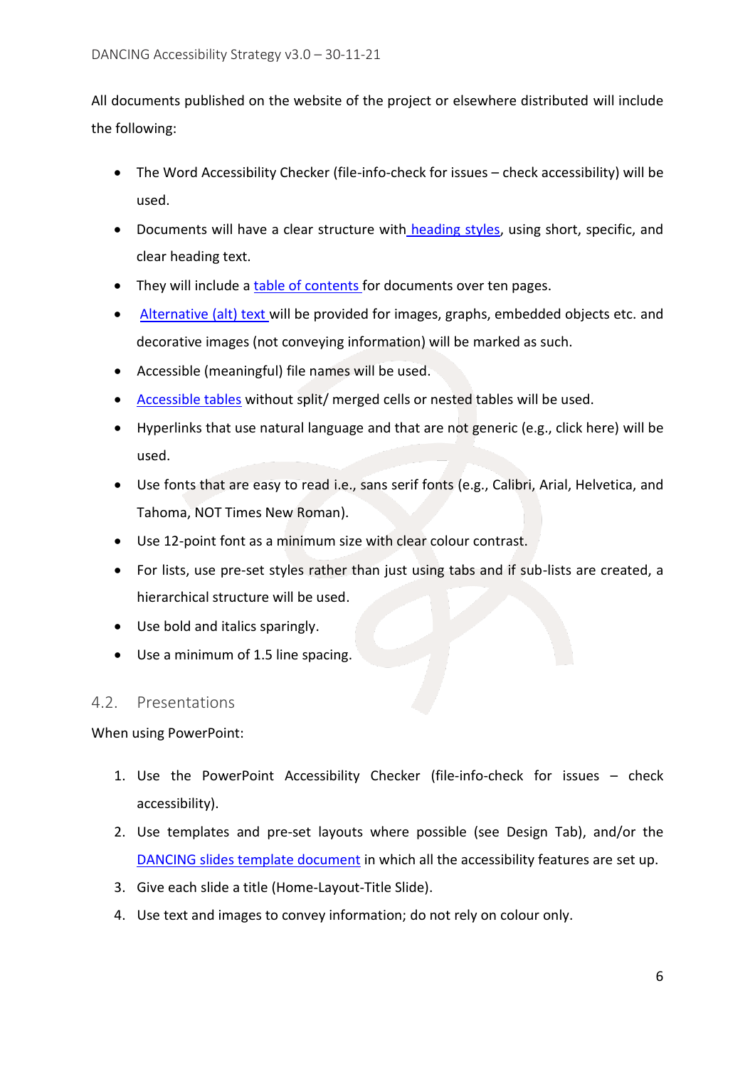All documents published on the website of the project or elsewhere distributed will include the following:

- The Word Accessibility Checker (file-info-check for issues – check accessibility) will be used.
- Documents will have a clear structure with heading styles, using short, specific, and clear heading text.
- They will include a table of contents for documents over ten pages.
- Alternative (alt) text will be provided for images, graphs, embedded objects etc. and decorative images (not conveying information) will be marked as such.
- Accessible (meaningful) file names will be used.
- Accessible tables without split/ merged cells or nested tables will be used.
- Hyperlinks that use natural language and that are not generic (e.g., click here) will be used.
- Use fonts that are easy to read i.e., sans serif fonts (e.g., Calibri, Arial, Helvetica, and Tahoma, NOT Times New Roman).
- Use 12-point font as a minimum size with clear colour contrast.
- For lists, use pre-set styles rather than just using tabs and if sub-lists are created, a hierarchical structure will be used.
- Use bold and italics sparingly.
- Use a minimum of 1.5 line spacing.

## 4.2. Presentations

When using PowerPoint:

1. Use the PowerPoint Accessibility Checker (file-info-check for issues – check accessibility).
2. Use templates and pre-set layouts where possible (see Design Tab), and/or the DANCING slides template document in which all the accessibility features are set up.
3. Give each slide a title (Home-Layout-Title Slide).
4. Use text and images to convey information; do not rely on colour only.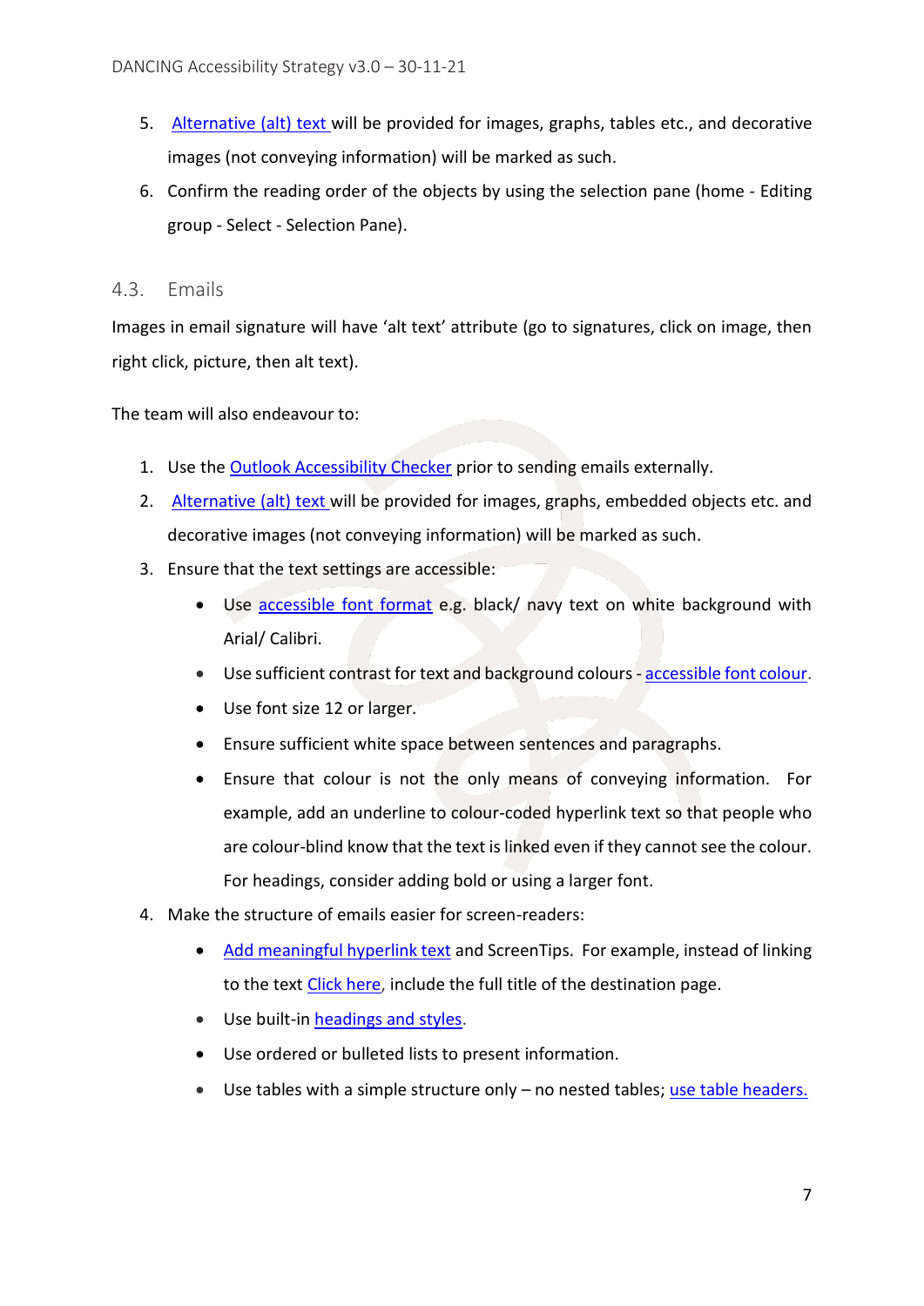5. Alternative (alt) text will be provided for images, graphs, tables etc., and decorative images (not conveying information) will be marked as such.
6. Confirm the reading order of the objects by using the selection pane (home - Editing group - Select - Selection Pane).

### 4.3. Emails

Images in email signature will have 'alt text' attribute (go to signatures, click on image, then right click, picture, then alt text).

The team will also endeavour to:

1. Use the Outlook Accessibility Checker prior to sending emails externally.
2. Alternative (alt) text will be provided for images, graphs, embedded objects etc. and decorative images (not conveying information) will be marked as such.
3. Ensure that the text settings are accessible:
   - Use accessible font format e.g. black/ navy text on white background with Arial/ Calibri.
   - Use sufficient contrast for text and background colours - accessible font colour.
   - Use font size 12 or larger.
   - Ensure sufficient white space between sentences and paragraphs.
   - Ensure that colour is not the only means of conveying information. For example, add an underline to colour-coded hyperlink text so that people who are colour-blind know that the text is linked even if they cannot see the colour. For headings, consider adding bold or using a larger font.
4. Make the structure of emails easier for screen-readers:
   - Add meaningful hyperlink text and ScreenTips. For example, instead of linking to the text Click here, include the full title of the destination page.
   - Use built-in headings and styles.
   - Use ordered or bulleted lists to present information.
   - Use tables with a simple structure only – no nested tables; use table headers.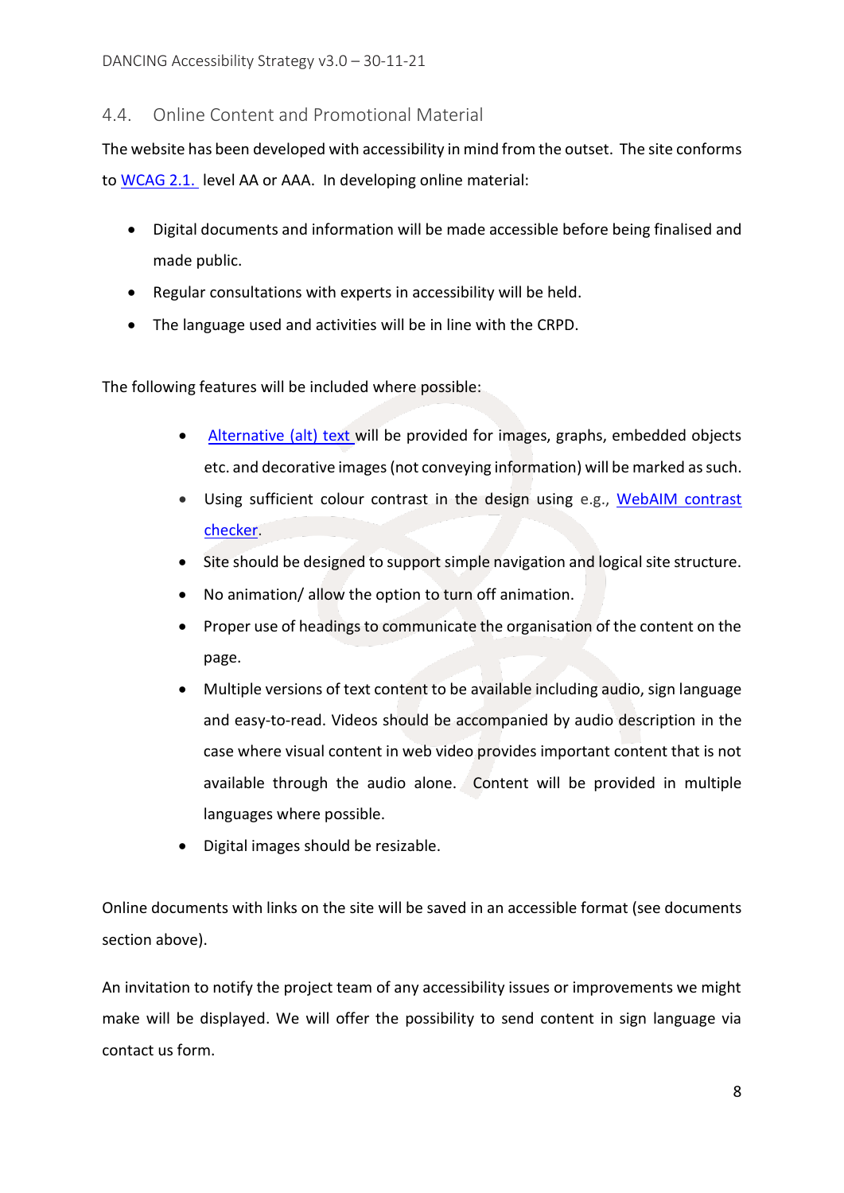## 4.4. Online Content and Promotional Material

The website has been developed with accessibility in mind from the outset. The site conforms to WCAG 2.1. level AA or AAA. In developing online material:

- Digital documents and information will be made accessible before being finalised and made public.
- Regular consultations with experts in accessibility will be held.
- The language used and activities will be in line with the CRPD.

The following features will be included where possible:

- Alternative (alt) text will be provided for images, graphs, embedded objects etc. and decorative images (not conveying information) will be marked as such.
- Using sufficient colour contrast in the design using e.g., WebAIM contrast checker.
- Site should be designed to support simple navigation and logical site structure.
- No animation/ allow the option to turn off animation.
- Proper use of headings to communicate the organisation of the content on the page.
- Multiple versions of text content to be available including audio, sign language and easy-to-read. Videos should be accompanied by audio description in the case where visual content in web video provides important content that is not available through the audio alone. Content will be provided in multiple languages where possible.
- Digital images should be resizable.

Online documents with links on the site will be saved in an accessible format (see documents section above).

An invitation to notify the project team of any accessibility issues or improvements we might make will be displayed. We will offer the possibility to send content in sign language via contact us form.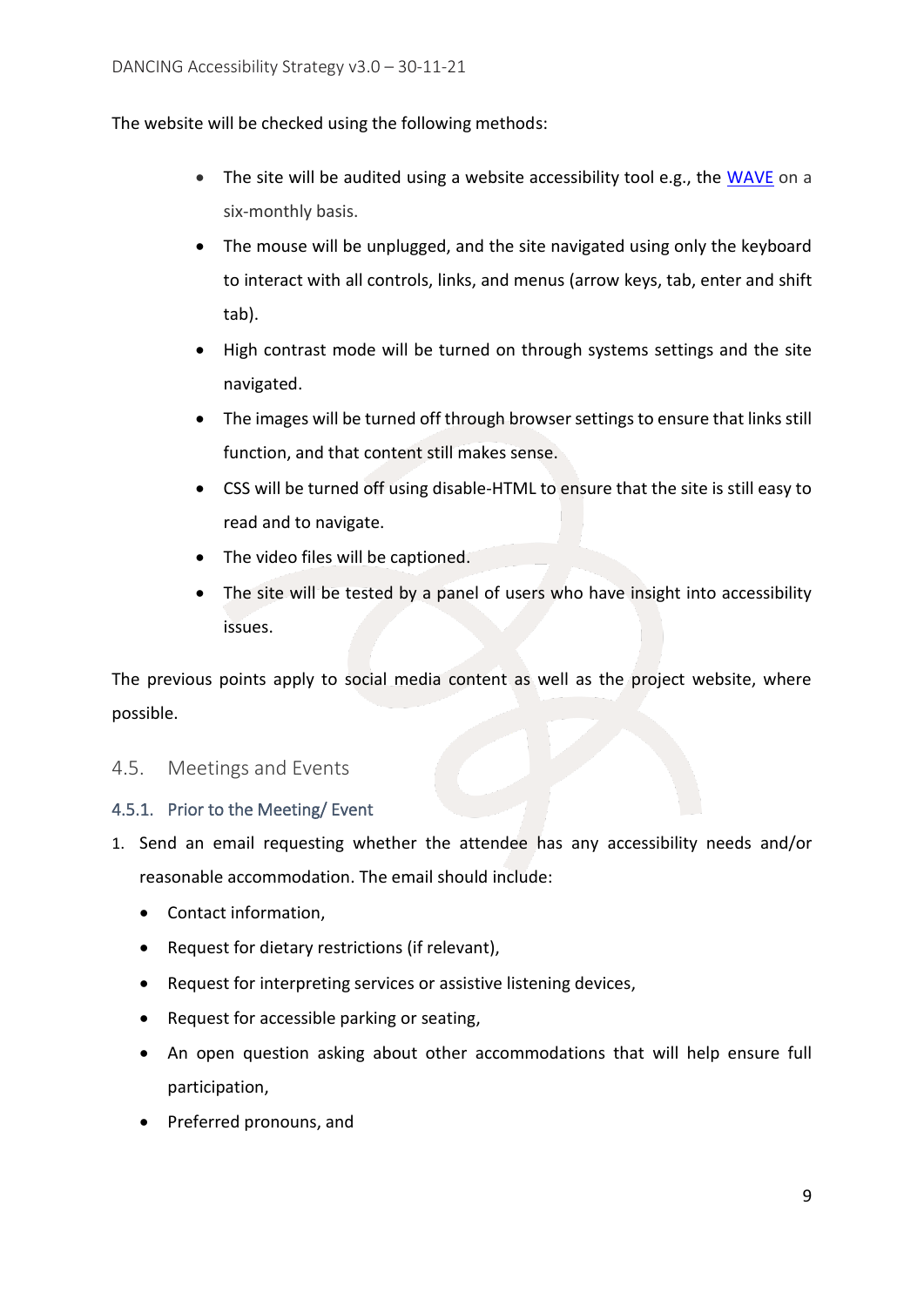The website will be checked using the following methods:

- The site will be audited using a website accessibility tool e.g., the [WAVE](#) on a six-monthly basis.
- The mouse will be unplugged, and the site navigated using only the keyboard to interact with all controls, links, and menus (arrow keys, tab, enter and shift tab).
- High contrast mode will be turned on through systems settings and the site navigated.
- The images will be turned off through browser settings to ensure that links still function, and that content still makes sense.
- CSS will be turned off using disable-HTML to ensure that the site is still easy to read and to navigate.
- The video files will be captioned.
- The site will be tested by a panel of users who have insight into accessibility issues.

The previous points apply to social media content as well as the project website, where possible.

## 4.5. Meetings and Events

### 4.5.1. Prior to the Meeting/ Event

1. Send an email requesting whether the attendee has any accessibility needs and/or reasonable accommodation. The email should include:
   - Contact information,
   - Request for dietary restrictions (if relevant),
   - Request for interpreting services or assistive listening devices,
   - Request for accessible parking or seating,
   - An open question asking about other accommodations that will help ensure full participation,
   - Preferred pronouns, and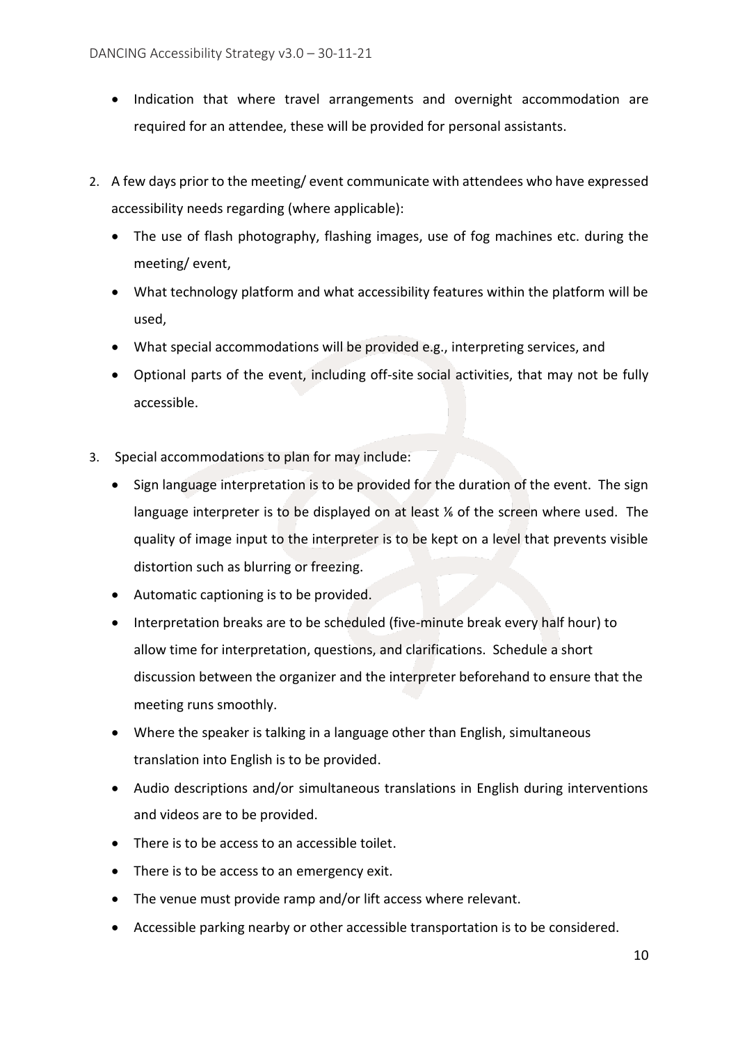- Indication that where travel arrangements and overnight accommodation are required for an attendee, these will be provided for personal assistants.

2. A few days prior to the meeting/ event communicate with attendees who have expressed accessibility needs regarding (where applicable):
   - The use of flash photography, flashing images, use of fog machines etc. during the meeting/ event,
   - What technology platform and what accessibility features within the platform will be used,
   - What special accommodations will be provided e.g., interpreting services, and
   - Optional parts of the event, including off-site social activities, that may not be fully accessible.

3. Special accommodations to plan for may include:
   - Sign language interpretation is to be provided for the duration of the event. The sign language interpreter is to be displayed on at least ⅙ of the screen where used. The quality of image input to the interpreter is to be kept on a level that prevents visible distortion such as blurring or freezing.
   - Automatic captioning is to be provided.
   - Interpretation breaks are to be scheduled (five-minute break every half hour) to allow time for interpretation, questions, and clarifications. Schedule a short discussion between the organizer and the interpreter beforehand to ensure that the meeting runs smoothly.
   - Where the speaker is talking in a language other than English, simultaneous translation into English is to be provided.
   - Audio descriptions and/or simultaneous translations in English during interventions and videos are to be provided.
   - There is to be access to an accessible toilet.
   - There is to be access to an emergency exit.
   - The venue must provide ramp and/or lift access where relevant.
   - Accessible parking nearby or other accessible transportation is to be considered.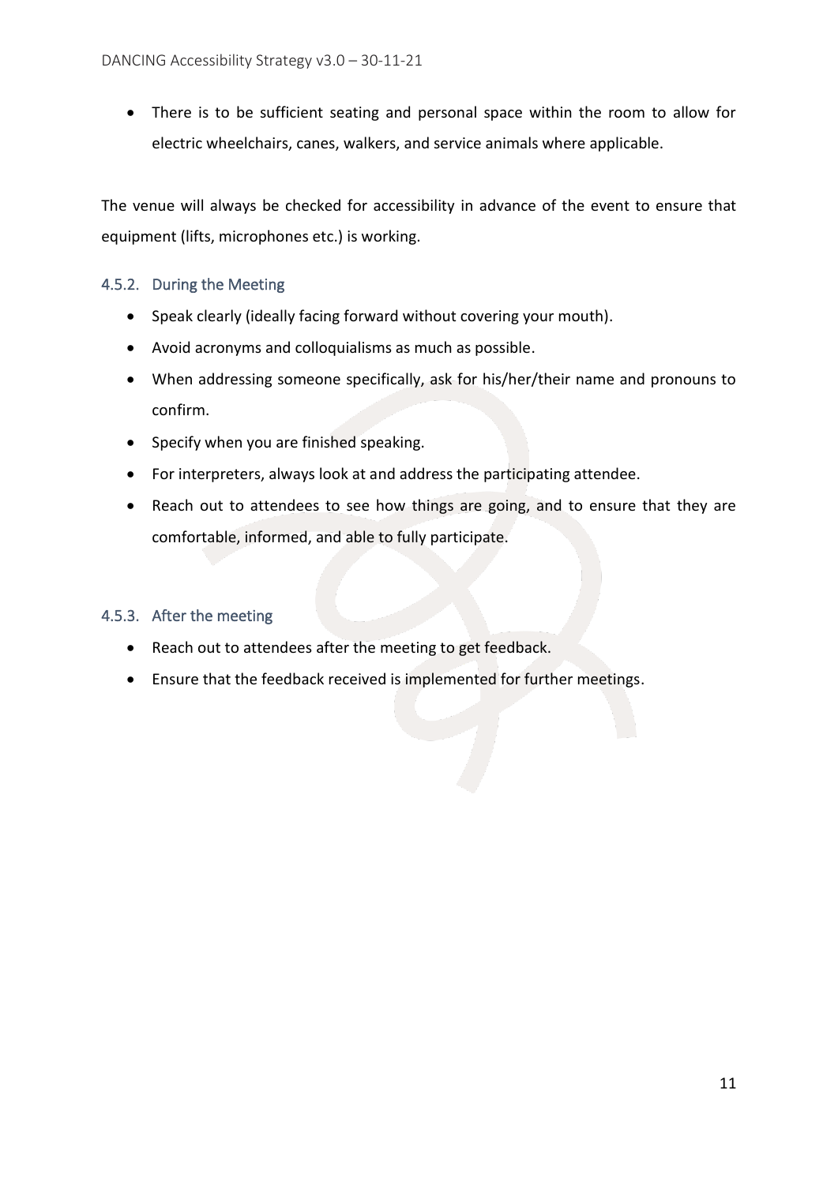- There is to be sufficient seating and personal space within the room to allow for electric wheelchairs, canes, walkers, and service animals where applicable.

The venue will always be checked for accessibility in advance of the event to ensure that equipment (lifts, microphones etc.) is working.

### 4.5.2. During the Meeting

- Speak clearly (ideally facing forward without covering your mouth).
- Avoid acronyms and colloquialisms as much as possible.
- When addressing someone specifically, ask for his/her/their name and pronouns to confirm.
- Specify when you are finished speaking.
- For interpreters, always look at and address the participating attendee.
- Reach out to attendees to see how things are going, and to ensure that they are comfortable, informed, and able to fully participate.

### 4.5.3. After the meeting

- Reach out to attendees after the meeting to get feedback.
- Ensure that the feedback received is implemented for further meetings.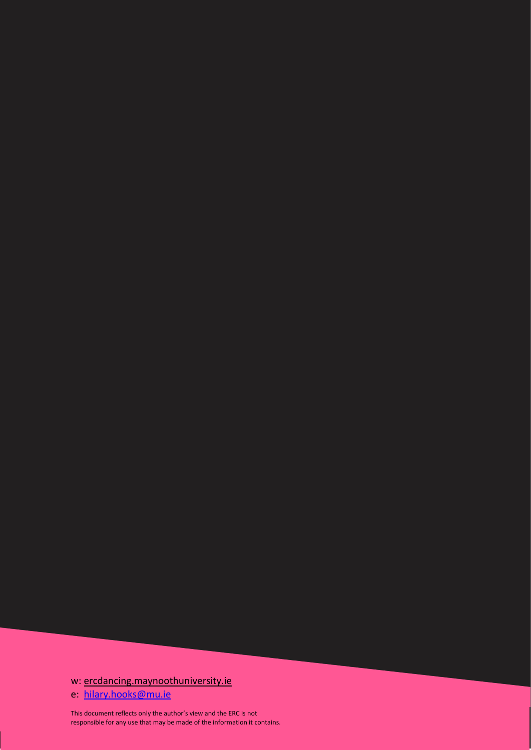w: ercdancing.maynoothuniversity.ie

e: hilary.hooks@mu.ie

This document reflects only the author's view and the ERC is not responsible for any use that may be made of the information it contains.